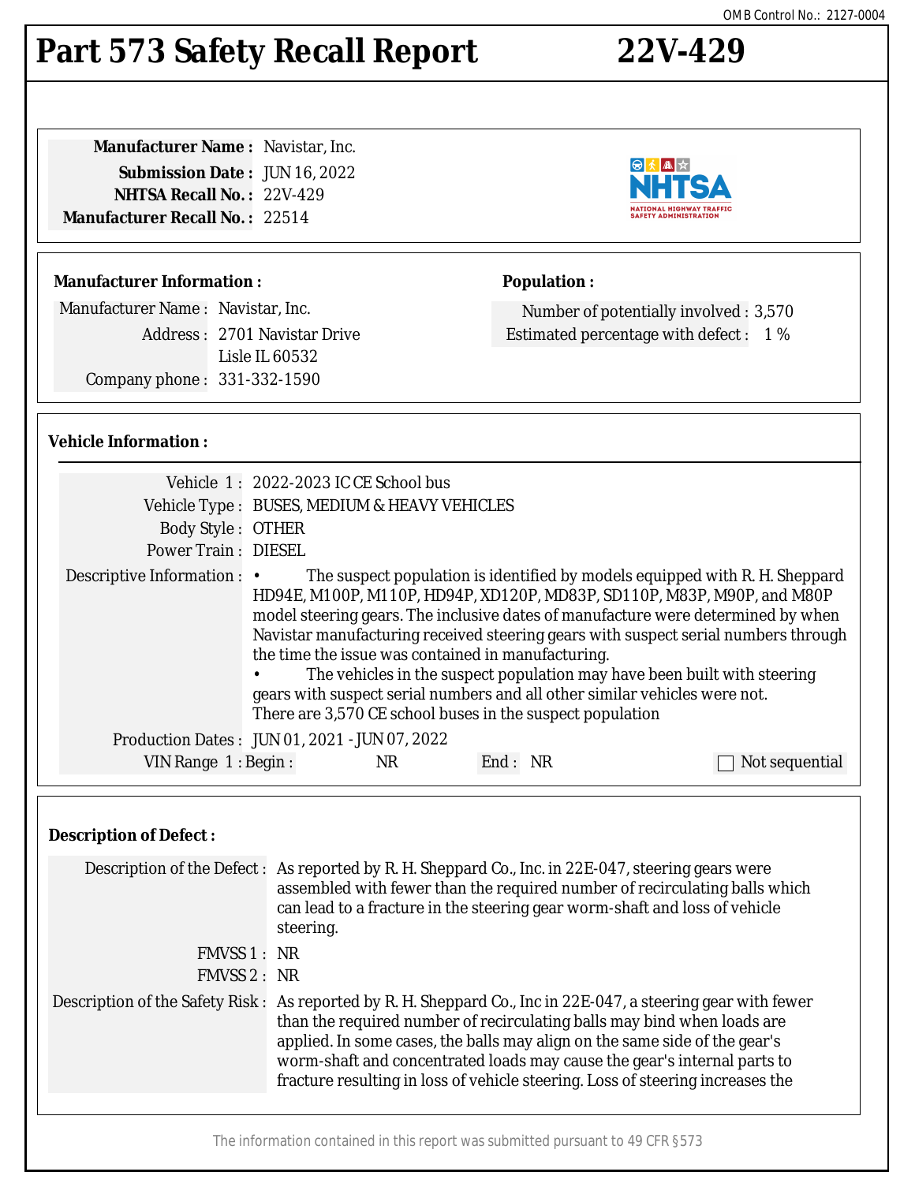OMB Control No.: 2127-0004

# Part 573 Safety Recall Report 22V-429

**Manufacturer Name :** Navistar, Inc.
**Submission Date :** JUN 16, 2022
**NHTSA Recall No. :** 22V-429
**Manufacturer Recall No. :** 22514

## Manufacturer Information :

Manufacturer Name : Navistar, Inc.
Address : 2701 Navistar Drive
Lisle IL 60532
Company phone : 331-332-1590

## Population :

Number of potentially involved : 3,570
Estimated percentage with defect : 1 %

## Vehicle Information :

Vehicle 1 : 2022-2023 IC CE School bus
Vehicle Type : BUSES, MEDIUM & HEAVY VEHICLES
Body Style : OTHER
Power Train : DIESEL
Descriptive Information :

- The suspect population is identified by models equipped with R. H. Sheppard HD94E, M100P, M110P, HD94P, XD120P, MD83P, SD110P, M83P, M90P, and M80P model steering gears. The inclusive dates of manufacture were determined by when Navistar manufacturing received steering gears with suspect serial numbers through the time the issue was contained in manufacturing.
- The vehicles in the suspect population may have been built with steering gears with suspect serial numbers and all other similar vehicles were not.

There are 3,570 CE school buses in the suspect population

Production Dates : JUN 01, 2021 - JUN 07, 2022
VIN Range 1 : Begin : NR End : NR ☐ Not sequential

## Description of Defect :

Description of the Defect : As reported by R. H. Sheppard Co., Inc. in 22E-047, steering gears were assembled with fewer than the required number of recirculating balls which can lead to a fracture in the steering gear worm-shaft and loss of vehicle steering.

FMVSS 1 : NR
FMVSS 2 : NR

Description of the Safety Risk : As reported by R. H. Sheppard Co., Inc in 22E-047, a steering gear with fewer than the required number of recirculating balls may bind when loads are applied. In some cases, the balls may align on the same side of the gear's worm-shaft and concentrated loads may cause the gear's internal parts to fracture resulting in loss of vehicle steering. Loss of steering increases the

The information contained in this report was submitted pursuant to 49 CFR §573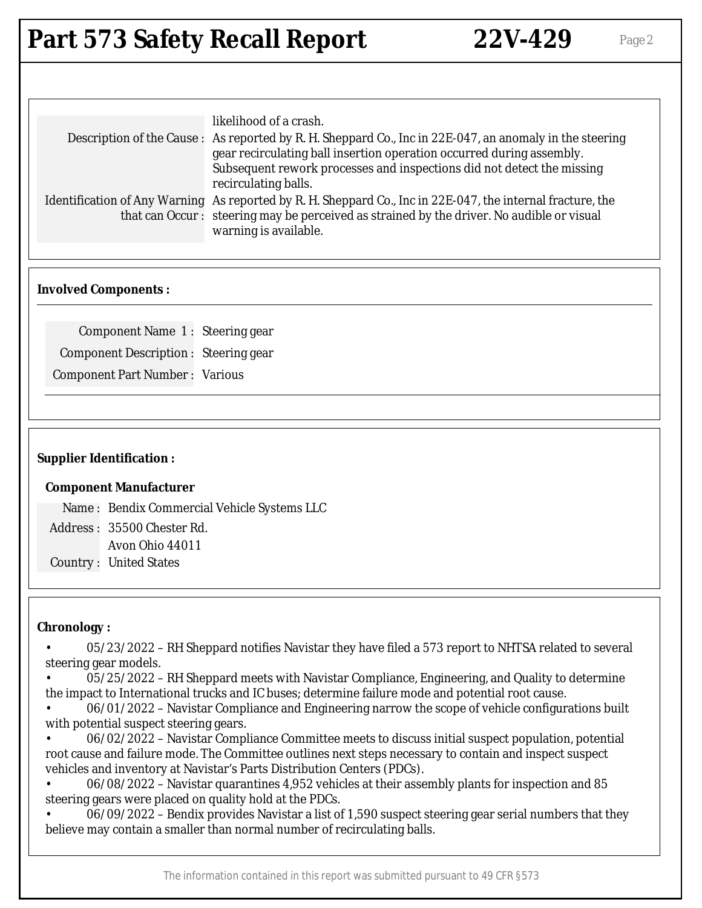| | |
|---|---|
| | likelihood of a crash. |
| Description of the Cause : | As reported by R. H. Sheppard Co., Inc in 22E-047, an anomaly in the steering gear recirculating ball insertion operation occurred during assembly. Subsequent rework processes and inspections did not detect the missing recirculating balls. |
| Identification of Any Warning that can Occur : | As reported by R. H. Sheppard Co., Inc in 22E-047, the internal fracture, the steering may be perceived as strained by the driver. No audible or visual warning is available. |

## Involved Components :

| | |
|---|---|
| Component Name 1 : | Steering gear |
| Component Description : | Steering gear |
| Component Part Number : | Various |

## Supplier Identification :

### Component Manufacturer

| | |
|---|---|
| Name : | Bendix Commercial Vehicle Systems LLC |
| Address : | 35500 Chester Rd.<br>Avon Ohio 44011 |
| Country : | United States |

## Chronology :

- 05/23/2022 – RH Sheppard notifies Navistar they have filed a 573 report to NHTSA related to several steering gear models.
- 05/25/2022 – RH Sheppard meets with Navistar Compliance, Engineering, and Quality to determine the impact to International trucks and IC buses; determine failure mode and potential root cause.
- 06/01/2022 – Navistar Compliance and Engineering narrow the scope of vehicle configurations built with potential suspect steering gears.
- 06/02/2022 – Navistar Compliance Committee meets to discuss initial suspect population, potential root cause and failure mode. The Committee outlines next steps necessary to contain and inspect suspect vehicles and inventory at Navistar's Parts Distribution Centers (PDCs).
- 06/08/2022 – Navistar quarantines 4,952 vehicles at their assembly plants for inspection and 85 steering gears were placed on quality hold at the PDCs.
- 06/09/2022 – Bendix provides Navistar a list of 1,590 suspect steering gear serial numbers that they believe may contain a smaller than normal number of recirculating balls.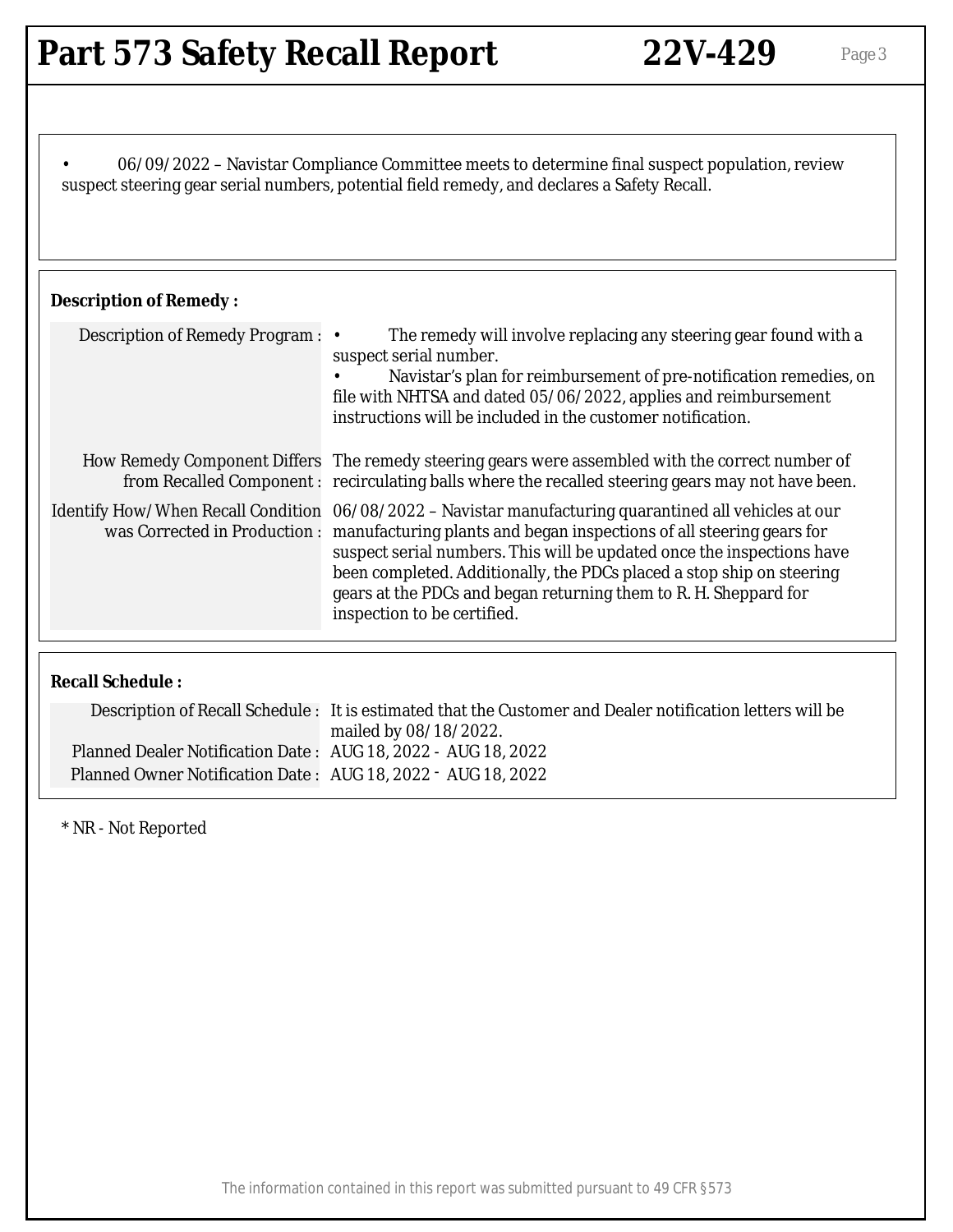- 06/09/2022 – Navistar Compliance Committee meets to determine final suspect population, review suspect steering gear serial numbers, potential field remedy, and declares a Safety Recall.

**Description of Remedy :**

| | |
|---|---|
| Description of Remedy Program : | • The remedy will involve replacing any steering gear found with a suspect serial number.<br>• Navistar's plan for reimbursement of pre-notification remedies, on file with NHTSA and dated 05/06/2022, applies and reimbursement instructions will be included in the customer notification. |
| How Remedy Component Differs from Recalled Component : | The remedy steering gears were assembled with the correct number of recirculating balls where the recalled steering gears may not have been. |
| Identify How/When Recall Condition was Corrected in Production : | 06/08/2022 – Navistar manufacturing quarantined all vehicles at our manufacturing plants and began inspections of all steering gears for suspect serial numbers. This will be updated once the inspections have been completed. Additionally, the PDCs placed a stop ship on steering gears at the PDCs and began returning them to R. H. Sheppard for inspection to be certified. |

**Recall Schedule :**

| | |
|---|---|
| Description of Recall Schedule : | It is estimated that the Customer and Dealer notification letters will be mailed by 08/18/2022. |
| Planned Dealer Notification Date : | AUG 18, 2022 - AUG 18, 2022 |
| Planned Owner Notification Date : | AUG 18, 2022 - AUG 18, 2022 |

* NR - Not Reported

The information contained in this report was submitted pursuant to 49 CFR §573